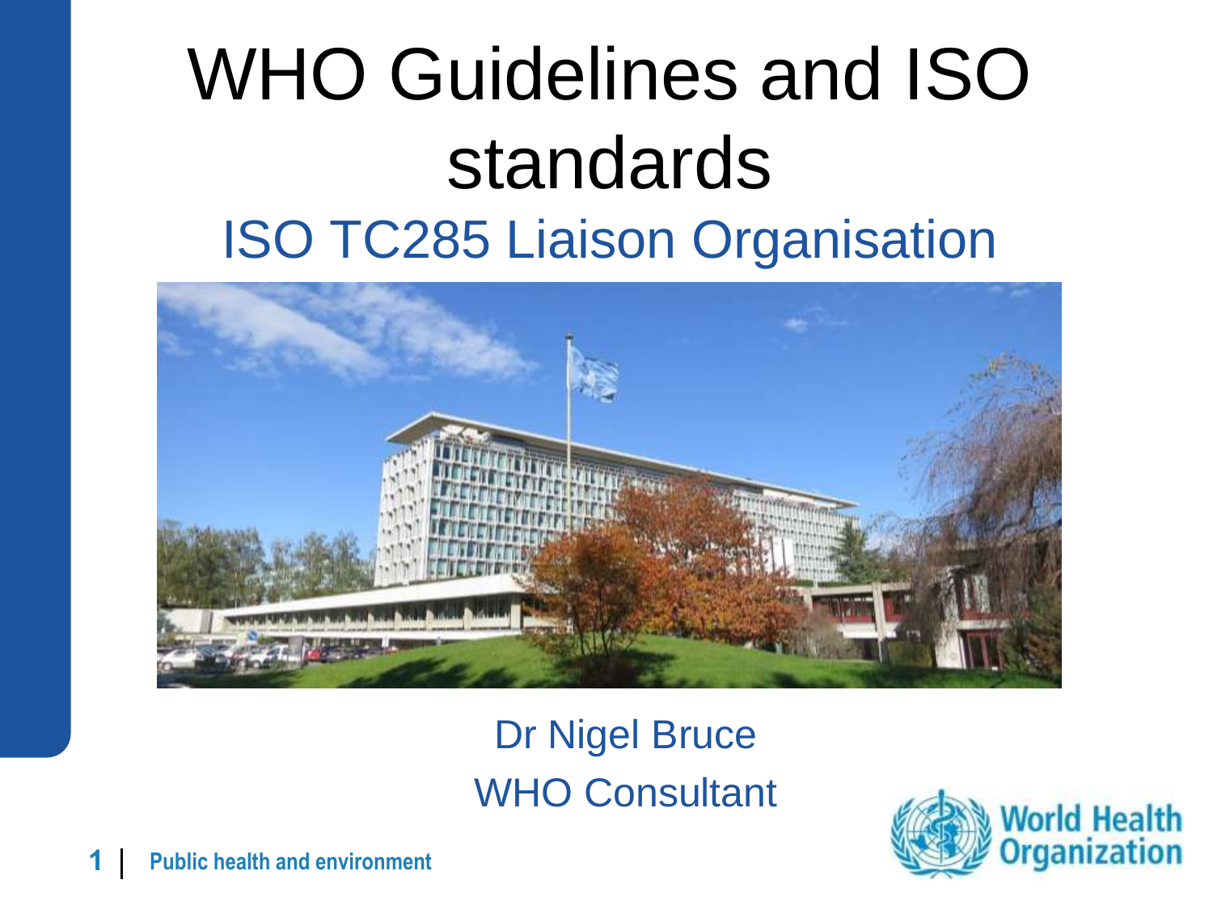# WHO Guidelines and ISO standards

## ISO TC285 Liaison Organisation

Dr Nigel Bruce

WHO Consultant

Public health and environment

World Health Organization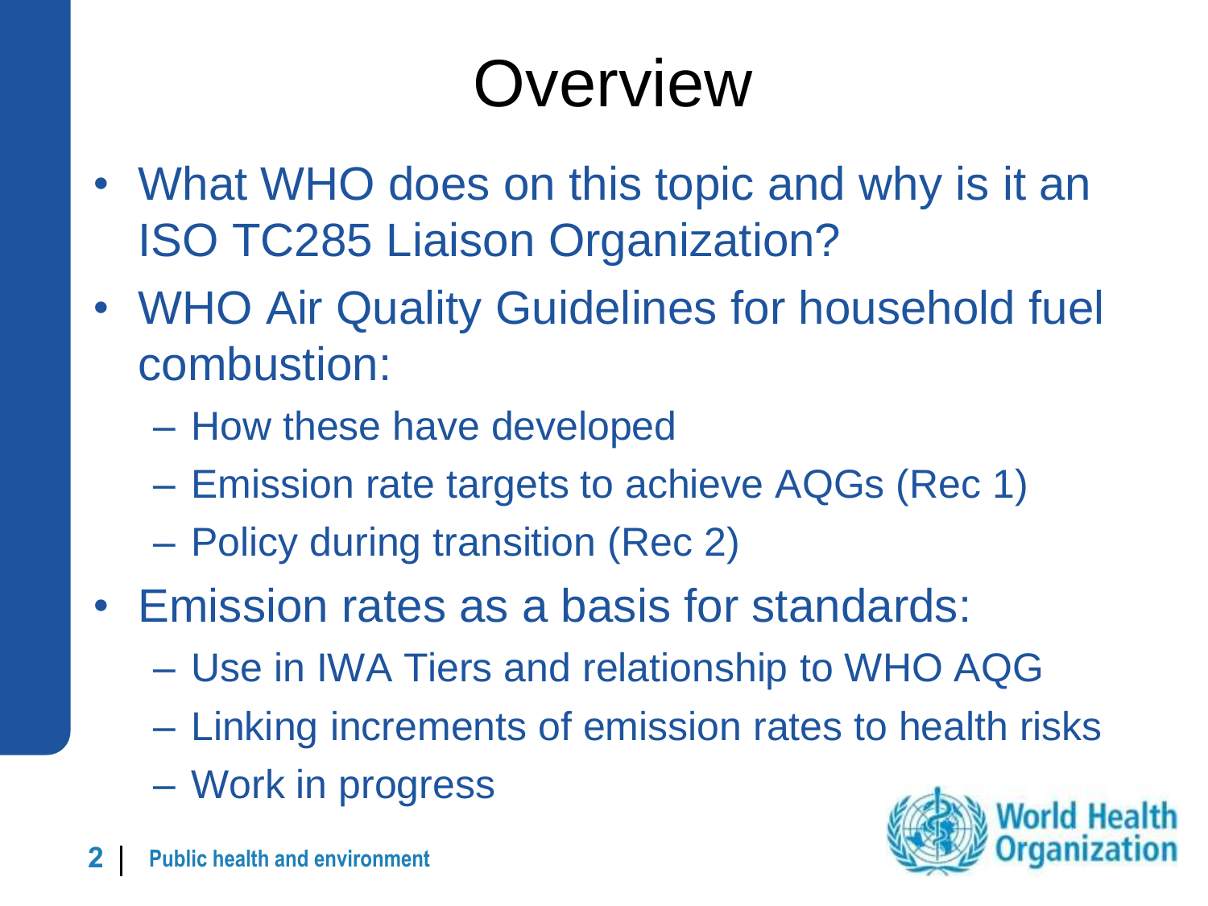# Overview

- What WHO does on this topic and why is it an ISO TC285 Liaison Organization?
- WHO Air Quality Guidelines for household fuel combustion:
  - How these have developed
  - Emission rate targets to achieve AQGs (Rec 1)
  - Policy during transition (Rec 2)
- Emission rates as a basis for standards:
  - Use in IWA Tiers and relationship to WHO AQG
  - Linking increments of emission rates to health risks
  - Work in progress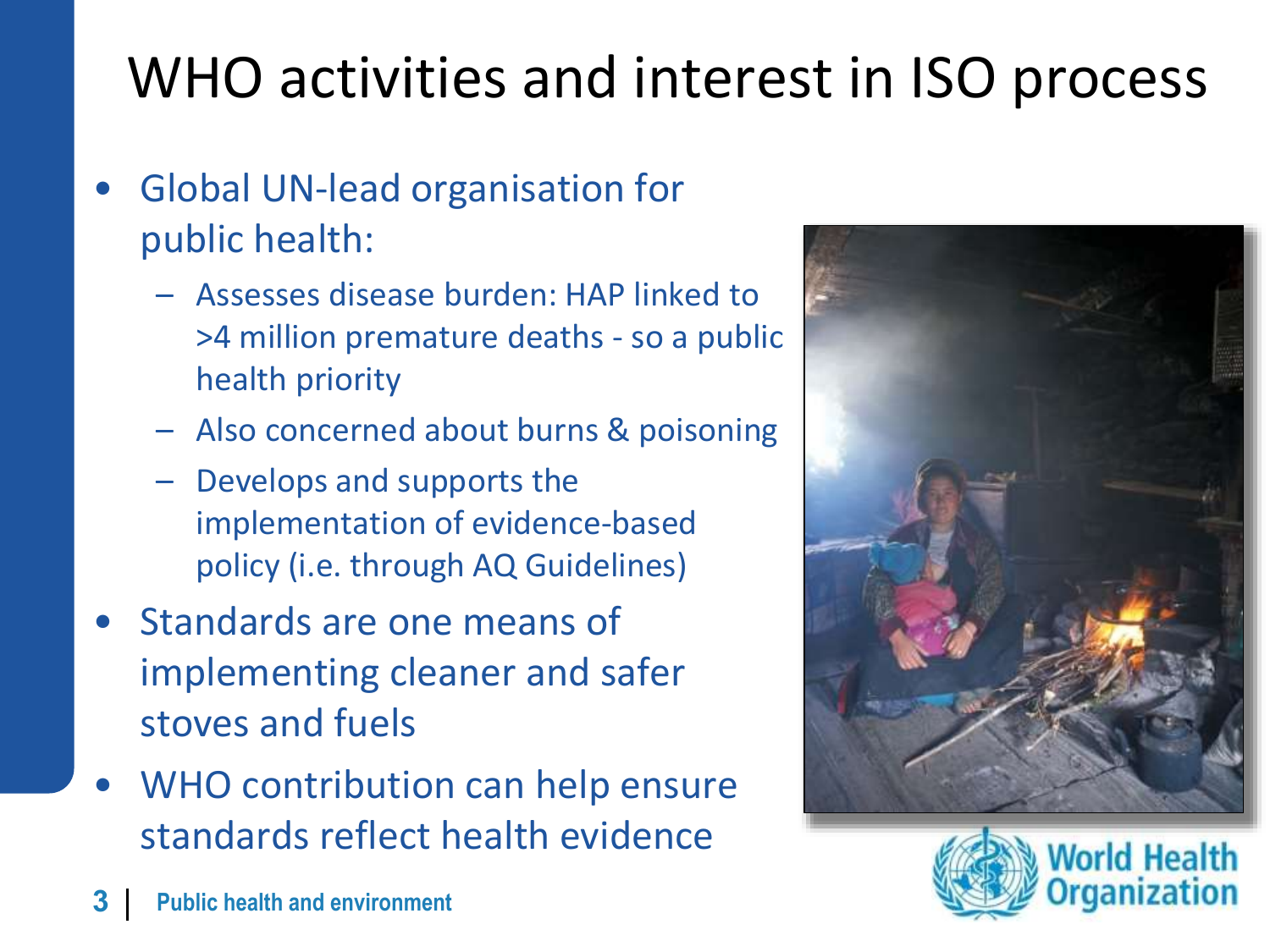# WHO activities and interest in ISO process

- Global UN-lead organisation for public health:
  - Assesses disease burden: HAP linked to >4 million premature deaths - so a public health priority
  - Also concerned about burns & poisoning
  - Develops and supports the implementation of evidence-based policy (i.e. through AQ Guidelines)
- Standards are one means of implementing cleaner and safer stoves and fuels
- WHO contribution can help ensure standards reflect health evidence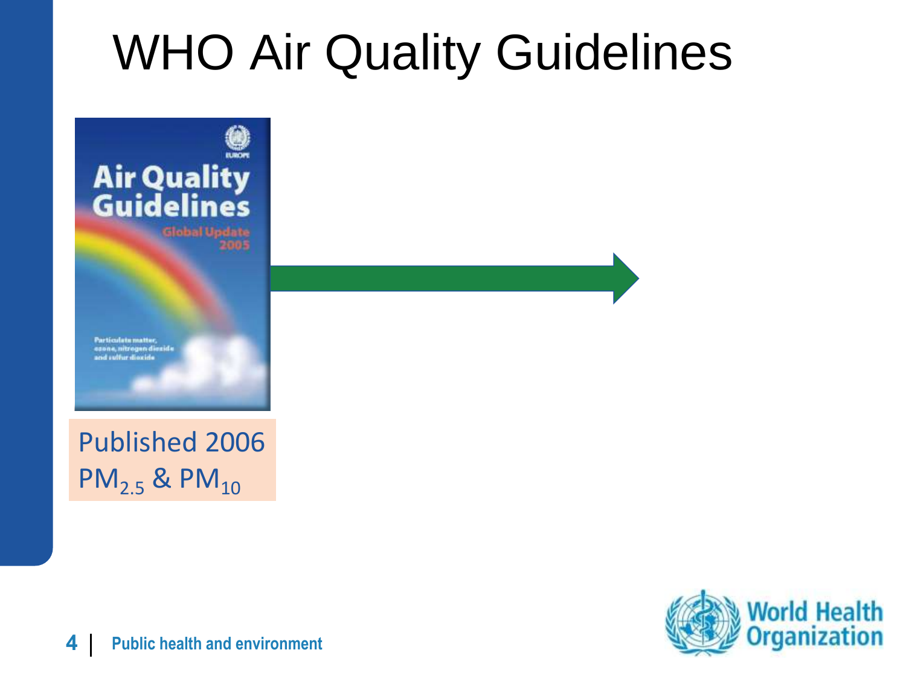# WHO Air Quality Guidelines

Air Quality Guidelines

Global Update 2005

Particulate matter, ozone, nitrogen dioxide and sulfur dioxide

Published 2006

$PM_{2.5}$ & $PM_{10}$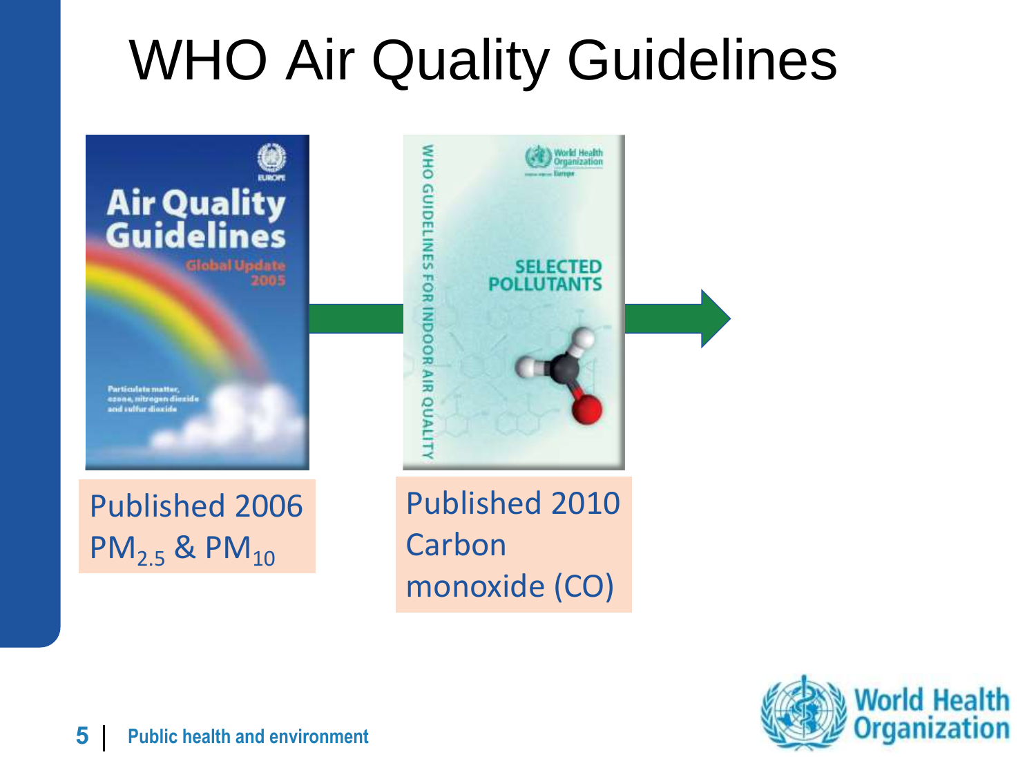# WHO Air Quality Guidelines

Published 2006
$PM_{2.5}$ & $PM_{10}$

Published 2010
Carbon monoxide (CO)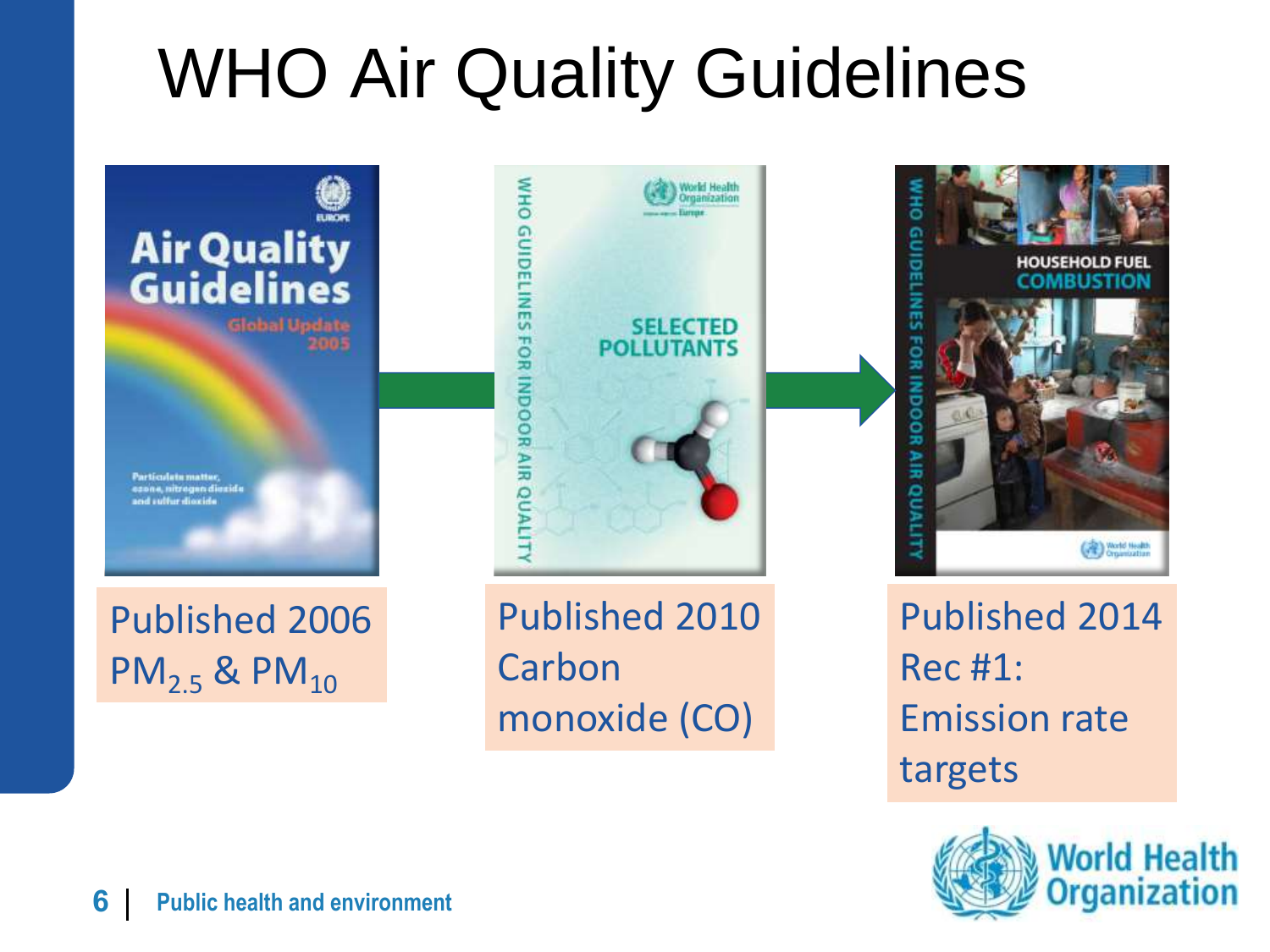# WHO Air Quality Guidelines

Published 2006
$PM_{2.5}$ & $PM_{10}$

Published 2010
Carbon monoxide (CO)

Published 2014
Rec #1: Emission rate targets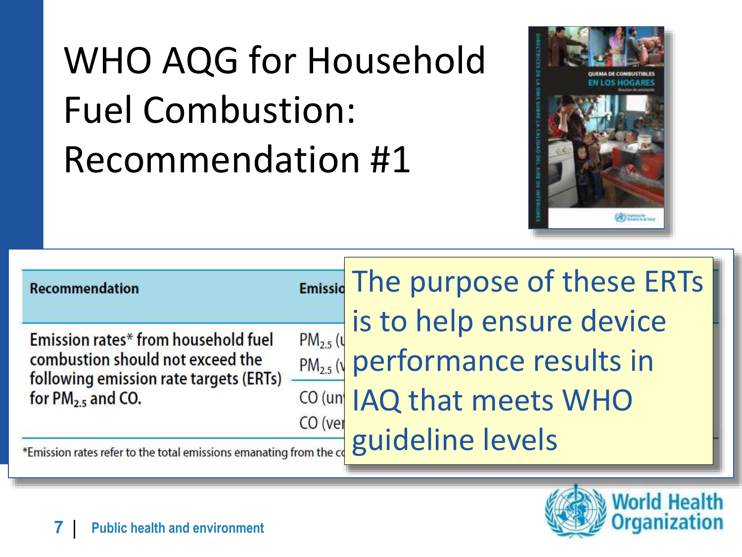# WHO AQG for Household Fuel Combustion: Recommendation #1

| Recommendation | Emissio |
|---|---|
| Emission rates* from household fuel combustion should not exceed the following emission rate targets (ERTs) for $PM_{2.5}$ and CO. | $PM_{2.5}$ (u |
| | $PM_{2.5}$ (v |
| | CO (un |
| | CO (ver |

*Emission rates refer to the total emissions emanating from the co

The purpose of these ERTs is to help ensure device performance results in IAQ that meets WHO guideline levels

Public health and environment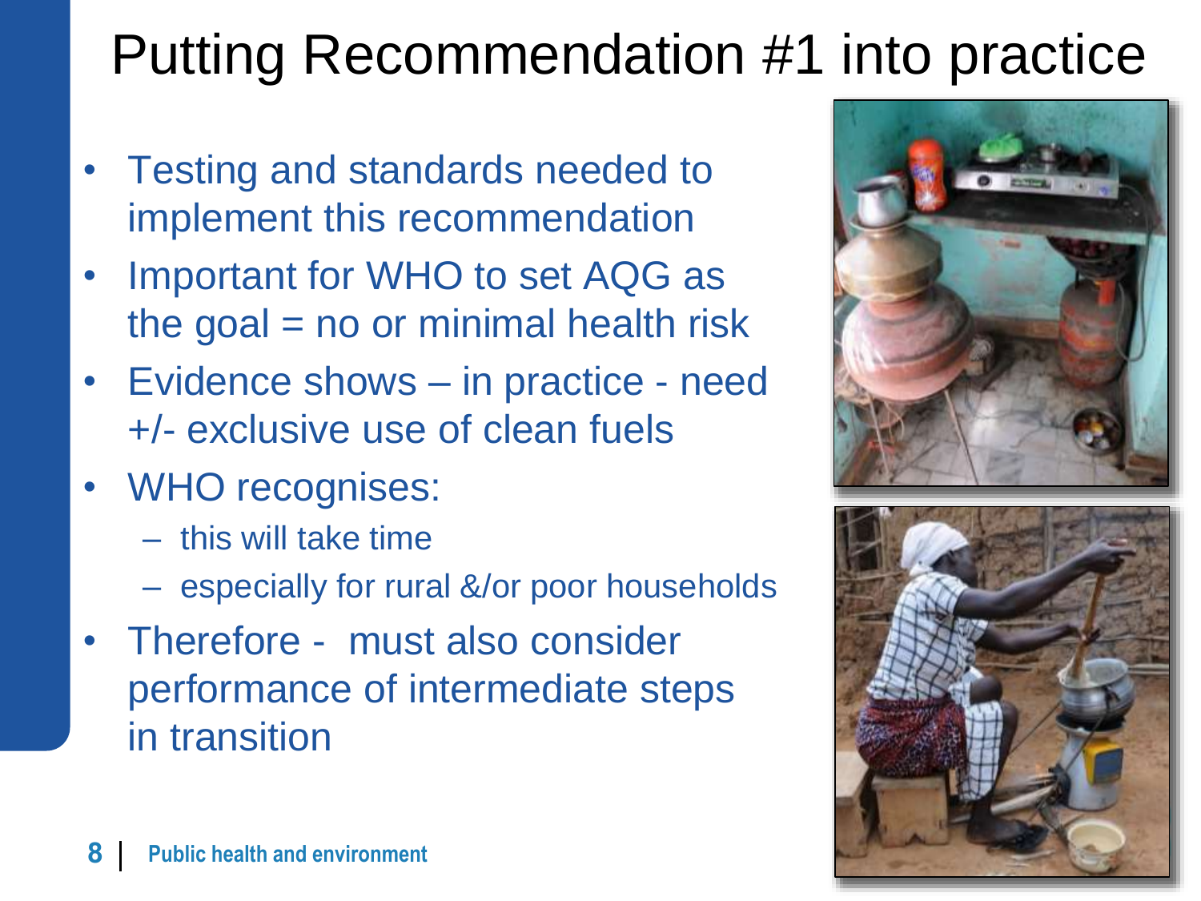# Putting Recommendation #1 into practice

- Testing and standards needed to implement this recommendation
- Important for WHO to set AQG as the goal = no or minimal health risk
- Evidence shows – in practice - need +/- exclusive use of clean fuels
- WHO recognises:
  - this will take time
  - especially for rural &/or poor households
- Therefore - must also consider performance of intermediate steps in transition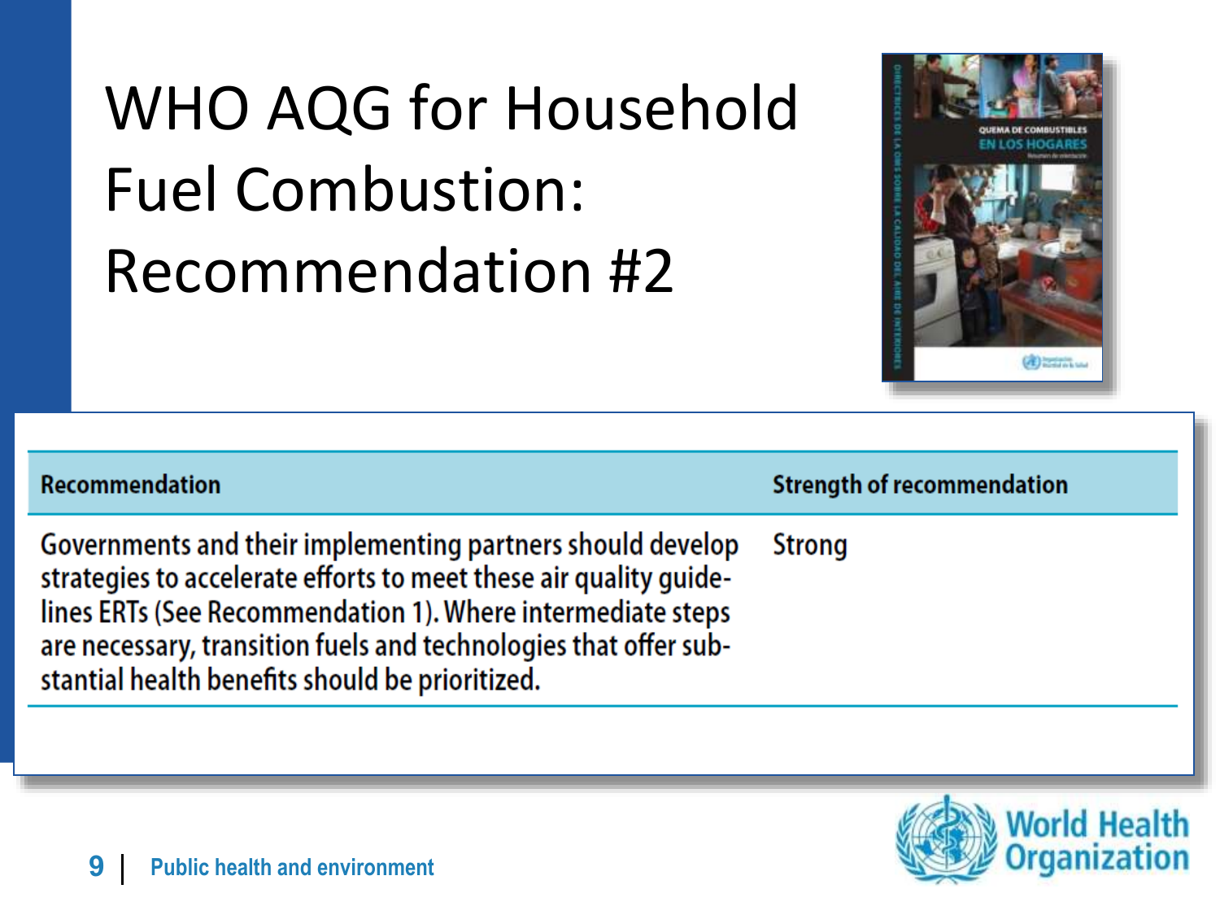# WHO AQG for Household Fuel Combustion: Recommendation #2

| Recommendation | Strength of recommendation |
| --- | --- |
| Governments and their implementing partners should develop strategies to accelerate efforts to meet these air quality guidelines ERTs (See Recommendation 1). Where intermediate steps are necessary, transition fuels and technologies that offer substantial health benefits should be prioritized. | Strong |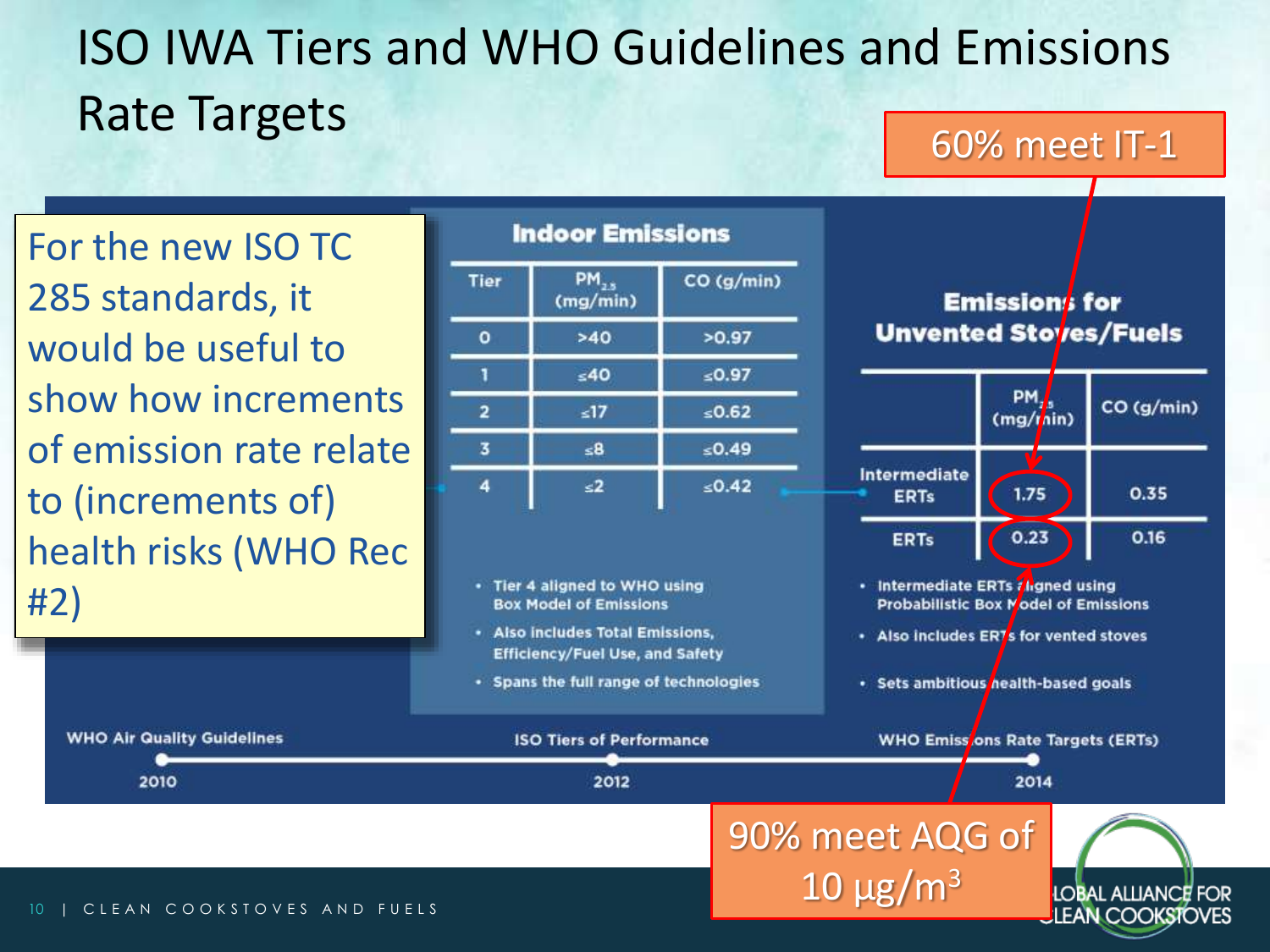# ISO IWA Tiers and WHO Guidelines and Emissions Rate Targets

For the new ISO TC 285 standards, it would be useful to show how increments of emission rate relate to (increments of) health risks (WHO Rec #2)

**Indoor Emissions**

| Tier | $PM_{2.5}$ (mg/min) | CO (g/min) |
|---|---|---|
| 0 | >40 | >0.97 |
| 1 | ≤40 | ≤0.97 |
| 2 | ≤17 | ≤0.62 |
| 3 | ≤8 | ≤0.49 |
| 4 | ≤2 | ≤0.42 |

- Tier 4 aligned to WHO using Box Model of Emissions
- Also includes Total Emissions, Efficiency/Fuel Use, and Safety
- Spans the full range of technologies

**Emissions for Unvented Stoves/Fuels**

| | $PM_{2.5}$ (mg/min) | CO (g/min) |
|---|---|---|
| Intermediate ERTs | 1.75 | 0.35 |
| ERTs | 0.23 | 0.16 |

- Intermediate ERTs aligned using Probabilistic Box Model of Emissions
- Also includes ERTs for vented stoves
- Sets ambitious health-based goals

60% meet IT-1

90% meet AQG of 10 μg/m$^3$

WHO Air Quality Guidelines 2010 — ISO Tiers of Performance 2012 — WHO Emissions Rate Targets (ERTs) 2014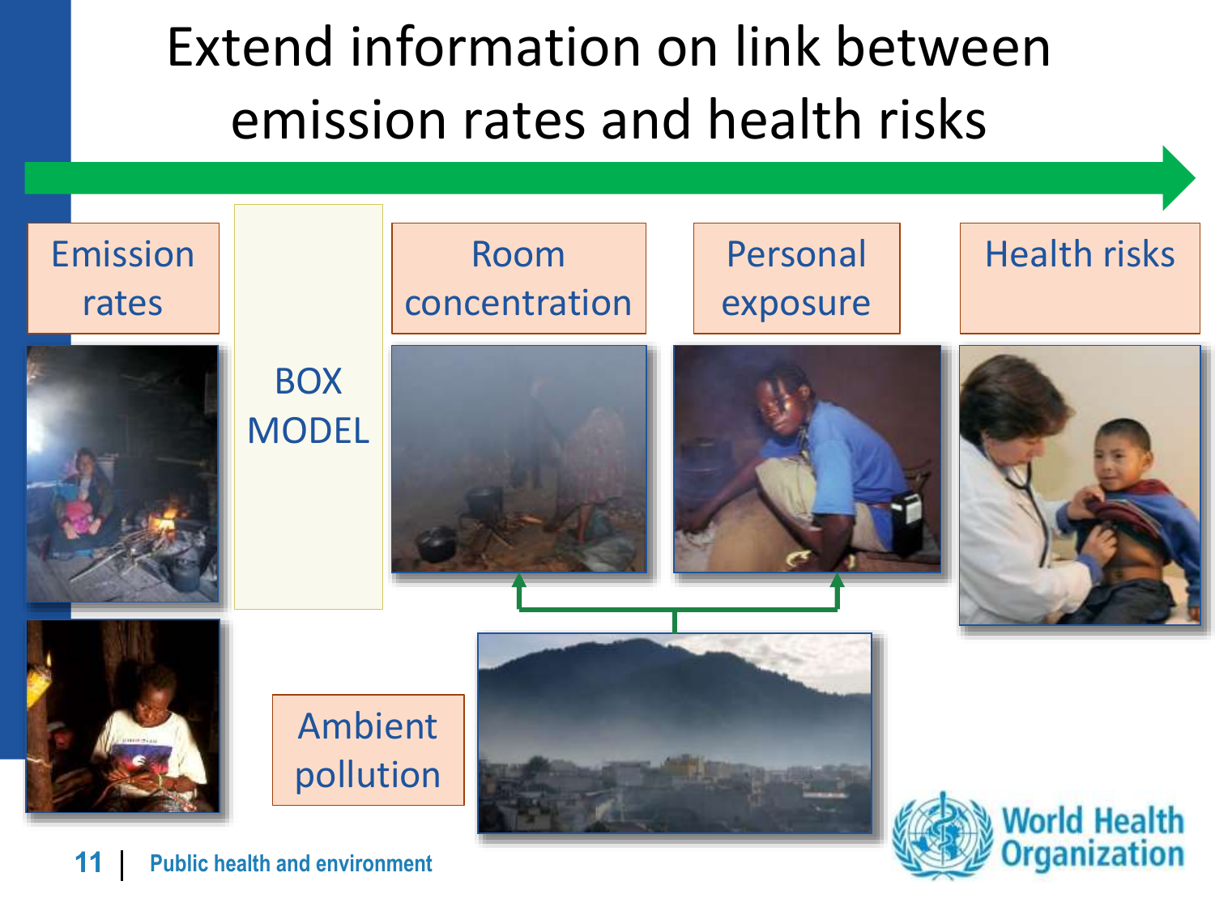# Extend information on link between emission rates and health risks

Emission rates

BOX MODEL

Room concentration

Personal exposure

Health risks

Ambient pollution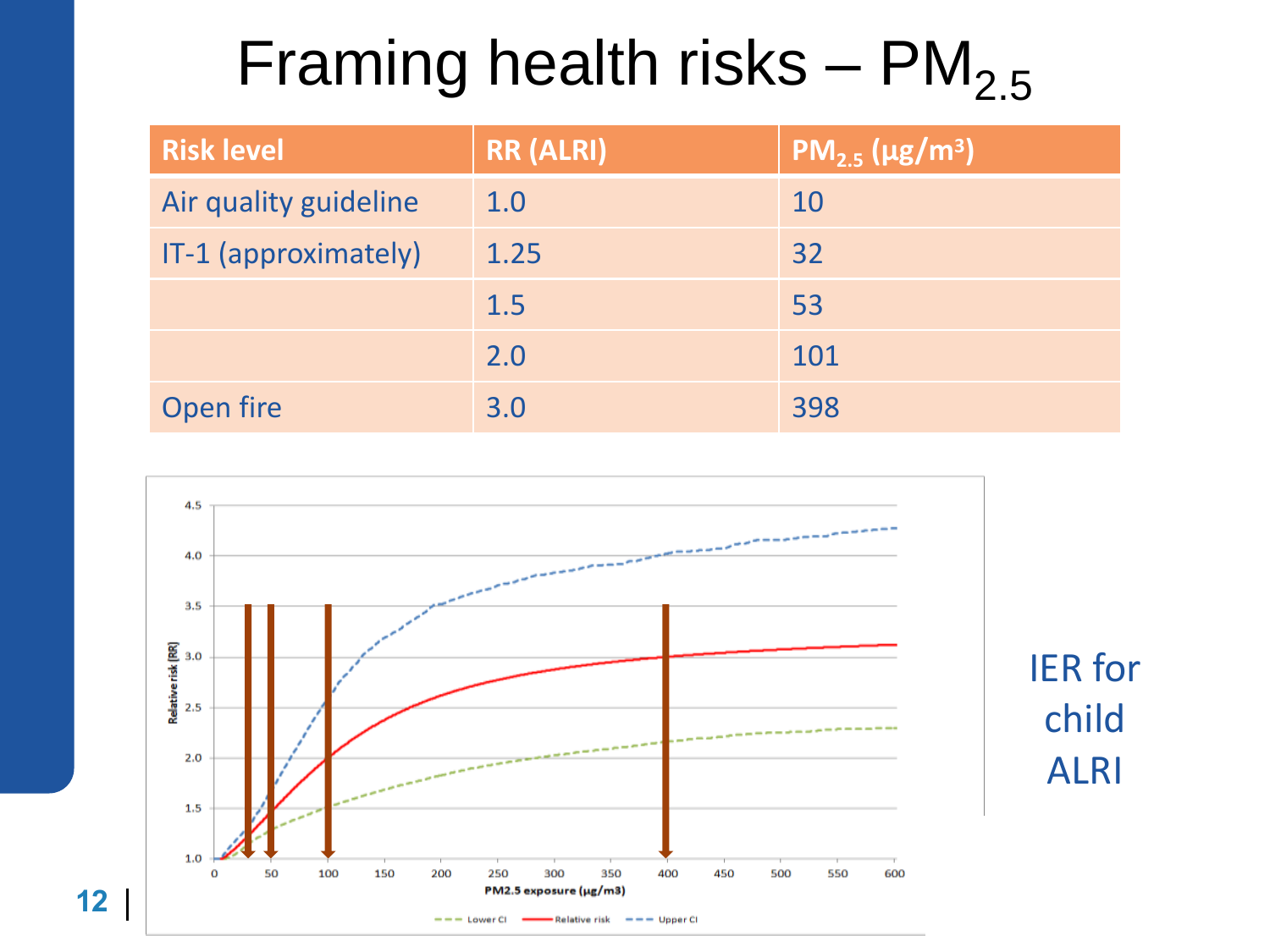# Framing health risks – $PM_{2.5}$

| Risk level | RR (ALRI) | $PM_{2.5}$ (µg/m³) |
|---|---|---|
| Air quality guideline | 1.0 | 10 |
| IT-1 (approximately) | 1.25 | 32 |
| | 1.5 | 53 |
| | 2.0 | 101 |
| Open fire | 3.0 | 398 |

IER for child ALRI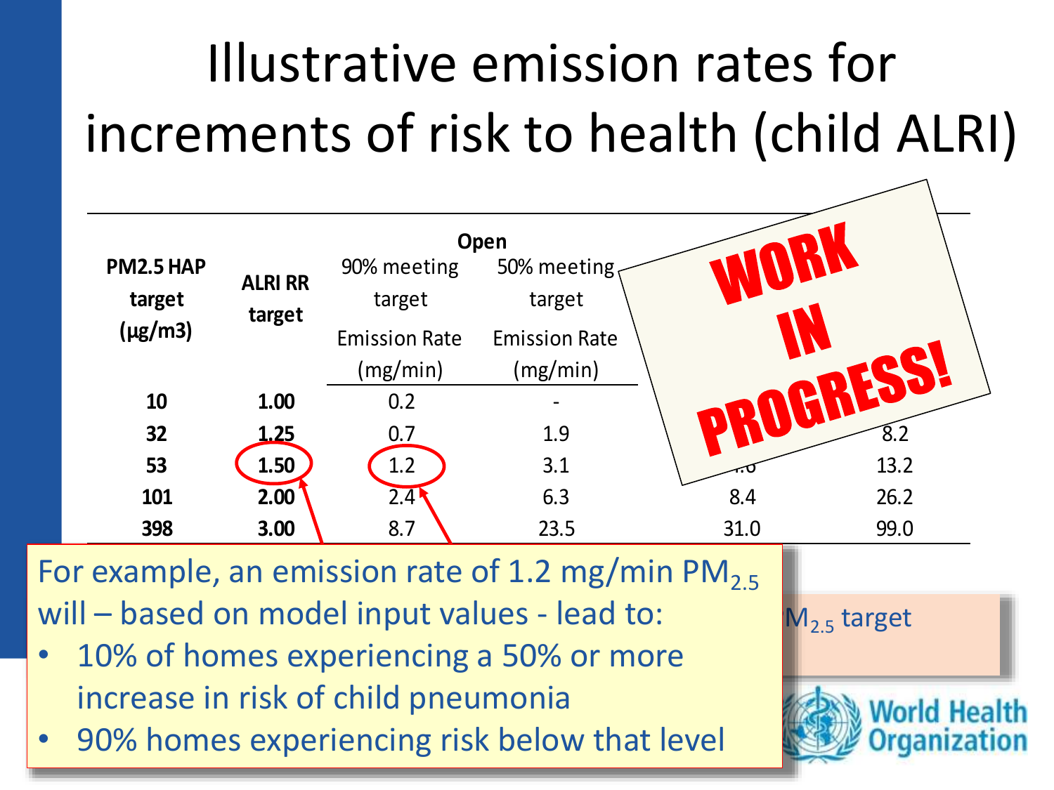# Illustrative emission rates for increments of risk to health (child ALRI)

| PM2.5 HAP target (µg/m3) | ALRI RR target | Open: 90% meeting target Emission Rate (mg/min) | Open: 50% meeting target Emission Rate (mg/min) | | |
|---|---|---|---|---|---|
| **10** | **1.00** | 0.2 | - | | |
| **32** | **1.25** | 0.7 | 1.9 | | 8.2 |
| **53** | **1.50** | 1.2 | 3.1 | .6 | 13.2 |
| **101** | **2.00** | 2.4 | 6.3 | 8.4 | 26.2 |
| **398** | **3.00** | 8.7 | 23.5 | 31.0 | 99.0 |

WORK IN PROGRESS!

For example, an emission rate of 1.2 mg/min $PM_{2.5}$ will – based on model input values - lead to:

- 10% of homes experiencing a 50% or more increase in risk of child pneumonia
- 90% homes experiencing risk below that level

$M_{2.5}$ target

World Health Organization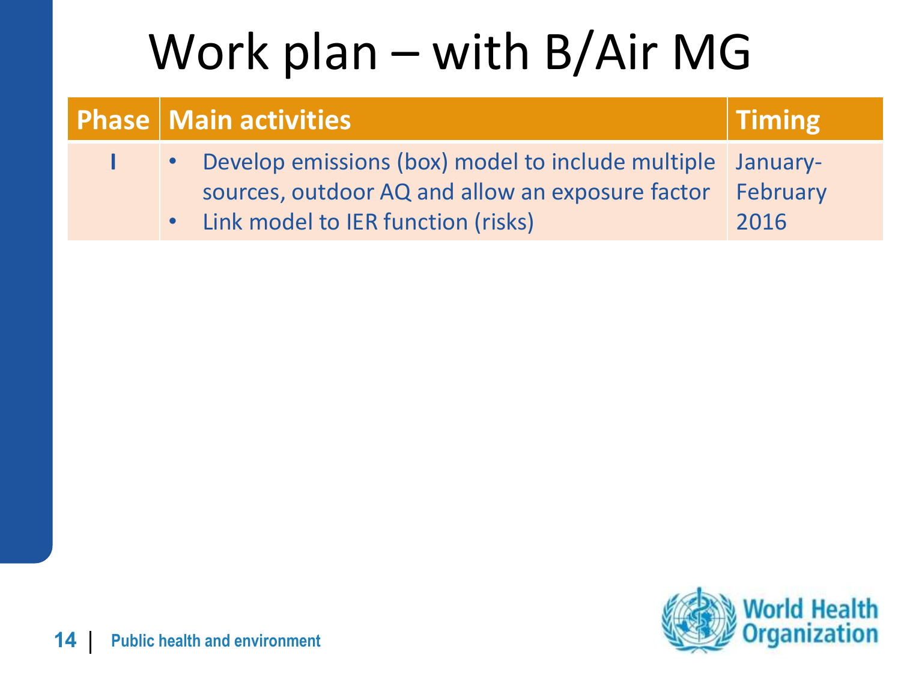# Work plan – with B/Air MG

| Phase | Main activities | Timing |
| --- | --- | --- |
| I | • Develop emissions (box) model to include multiple sources, outdoor AQ and allow an exposure factor<br>• Link model to IER function (risks) | January-February 2016 |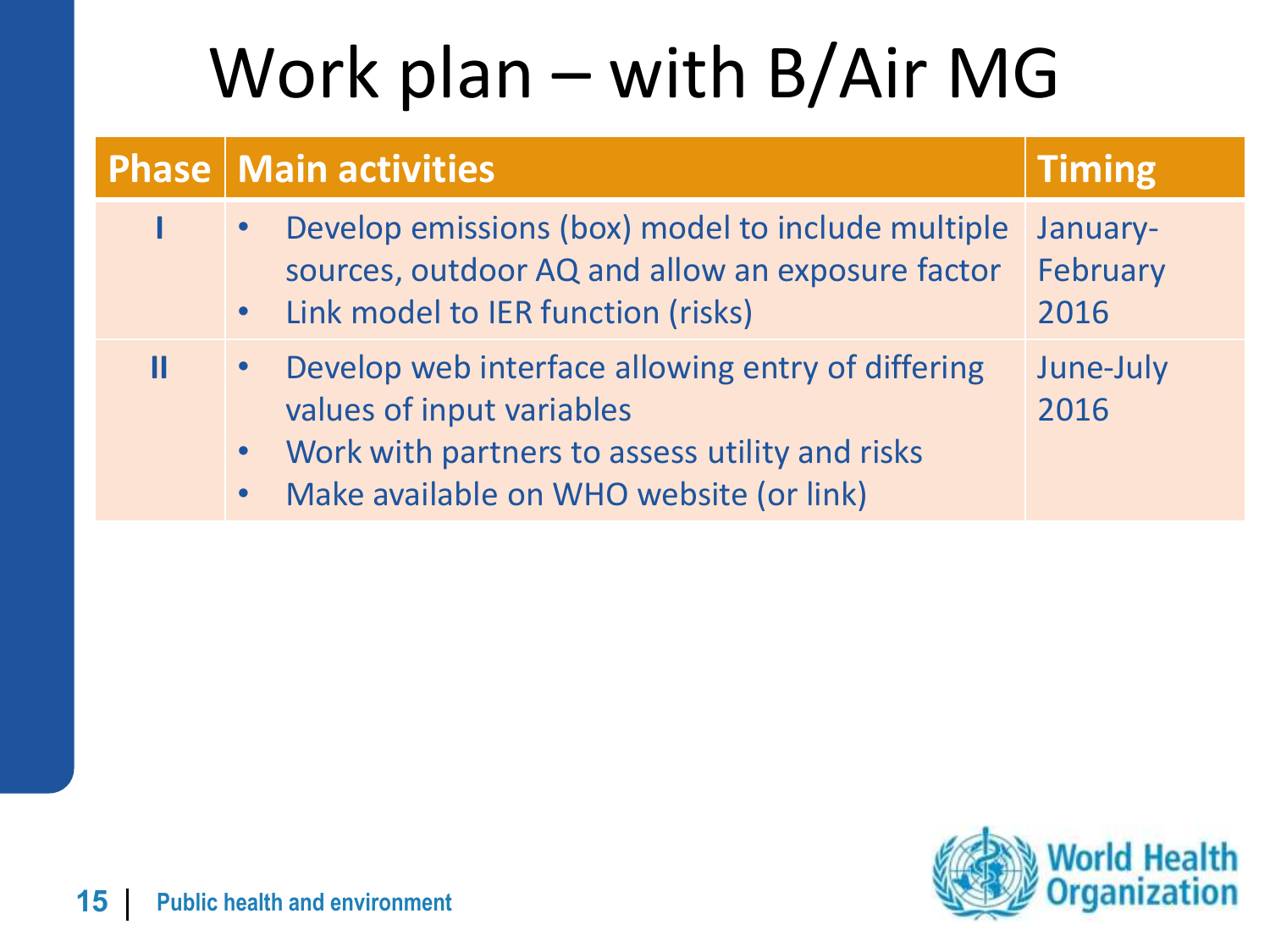# Work plan – with B/Air MG

| Phase | Main activities | Timing |
|---|---|---|
| I | • Develop emissions (box) model to include multiple sources, outdoor AQ and allow an exposure factor<br>• Link model to IER function (risks) | January-February 2016 |
| II | • Develop web interface allowing entry of differing values of input variables<br>• Work with partners to assess utility and risks<br>• Make available on WHO website (or link) | June-July 2016 |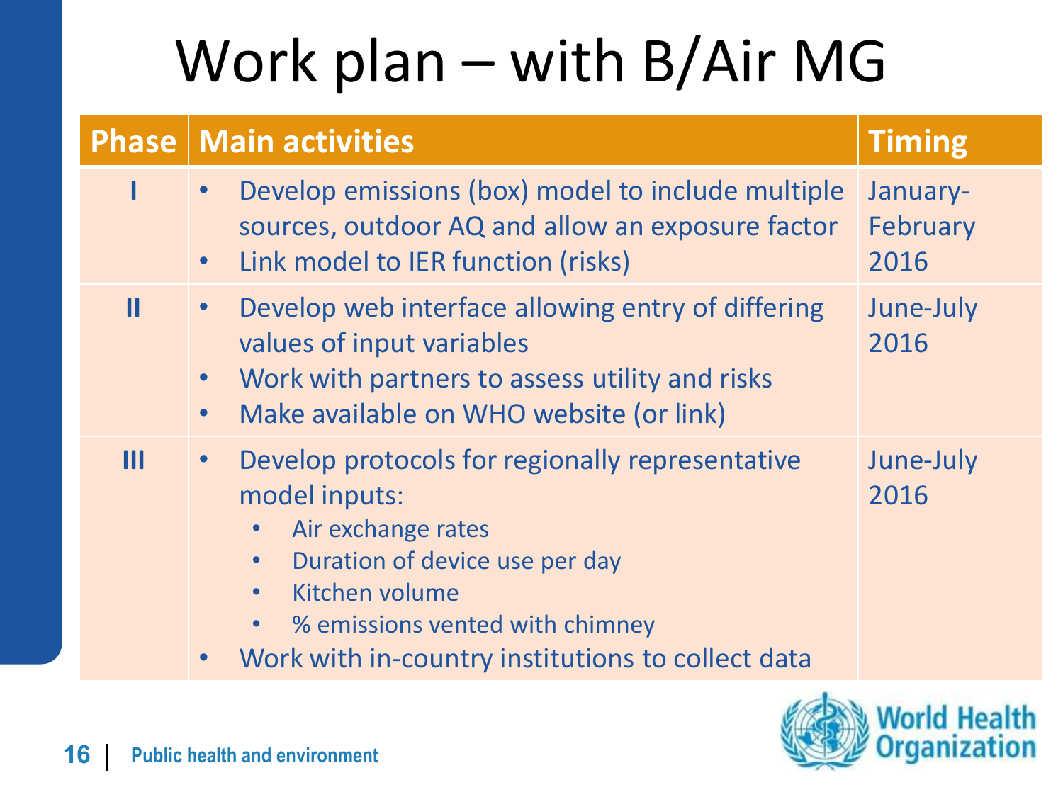# Work plan – with B/Air MG

| Phase | Main activities | Timing |
| --- | --- | --- |
| I | • Develop emissions (box) model to include multiple sources, outdoor AQ and allow an exposure factor<br>• Link model to IER function (risks) | January-February 2016 |
| II | • Develop web interface allowing entry of differing values of input variables<br>• Work with partners to assess utility and risks<br>• Make available on WHO website (or link) | June-July 2016 |
| III | • Develop protocols for regionally representative model inputs:<br>&nbsp;&nbsp;&nbsp;&nbsp;• Air exchange rates<br>&nbsp;&nbsp;&nbsp;&nbsp;• Duration of device use per day<br>&nbsp;&nbsp;&nbsp;&nbsp;• Kitchen volume<br>&nbsp;&nbsp;&nbsp;&nbsp;• % emissions vented with chimney<br>• Work with in-country institutions to collect data | June-July 2016 |

Public health and environment

World Health Organization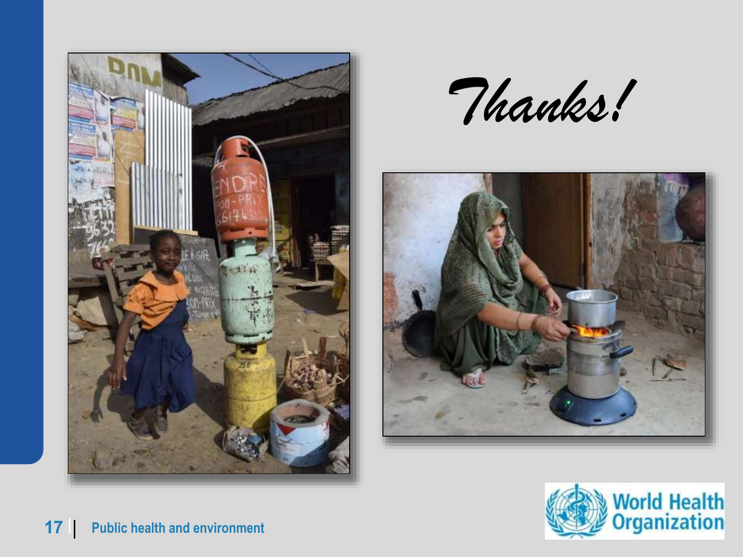# *Thanks!*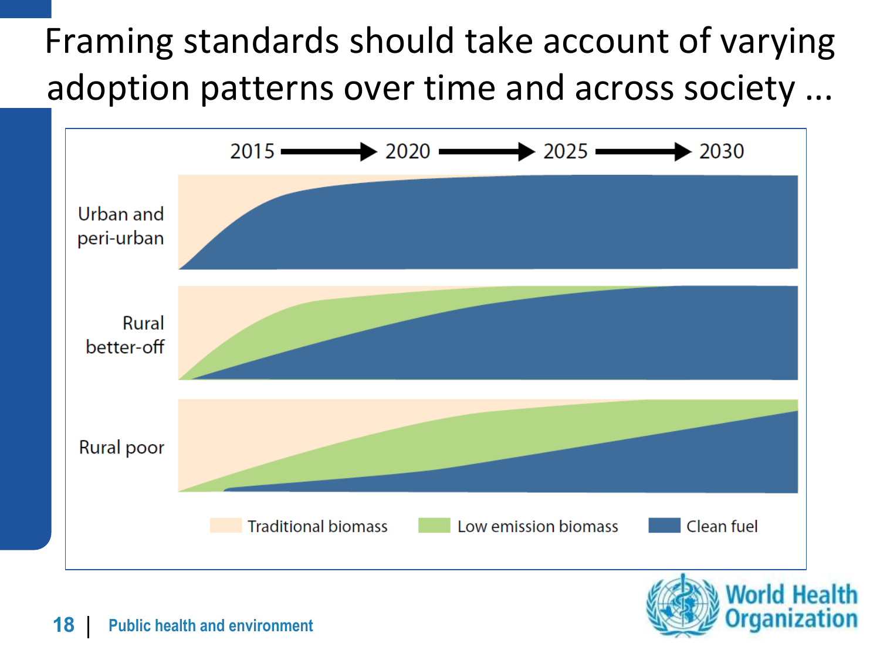# Framing standards should take account of varying adoption patterns over time and across society ...

2015 → 2020 → 2025 → 2030

Urban and peri-urban

Rural better-off

Rural poor

Traditional biomass | Low emission biomass | Clean fuel

Public health and environment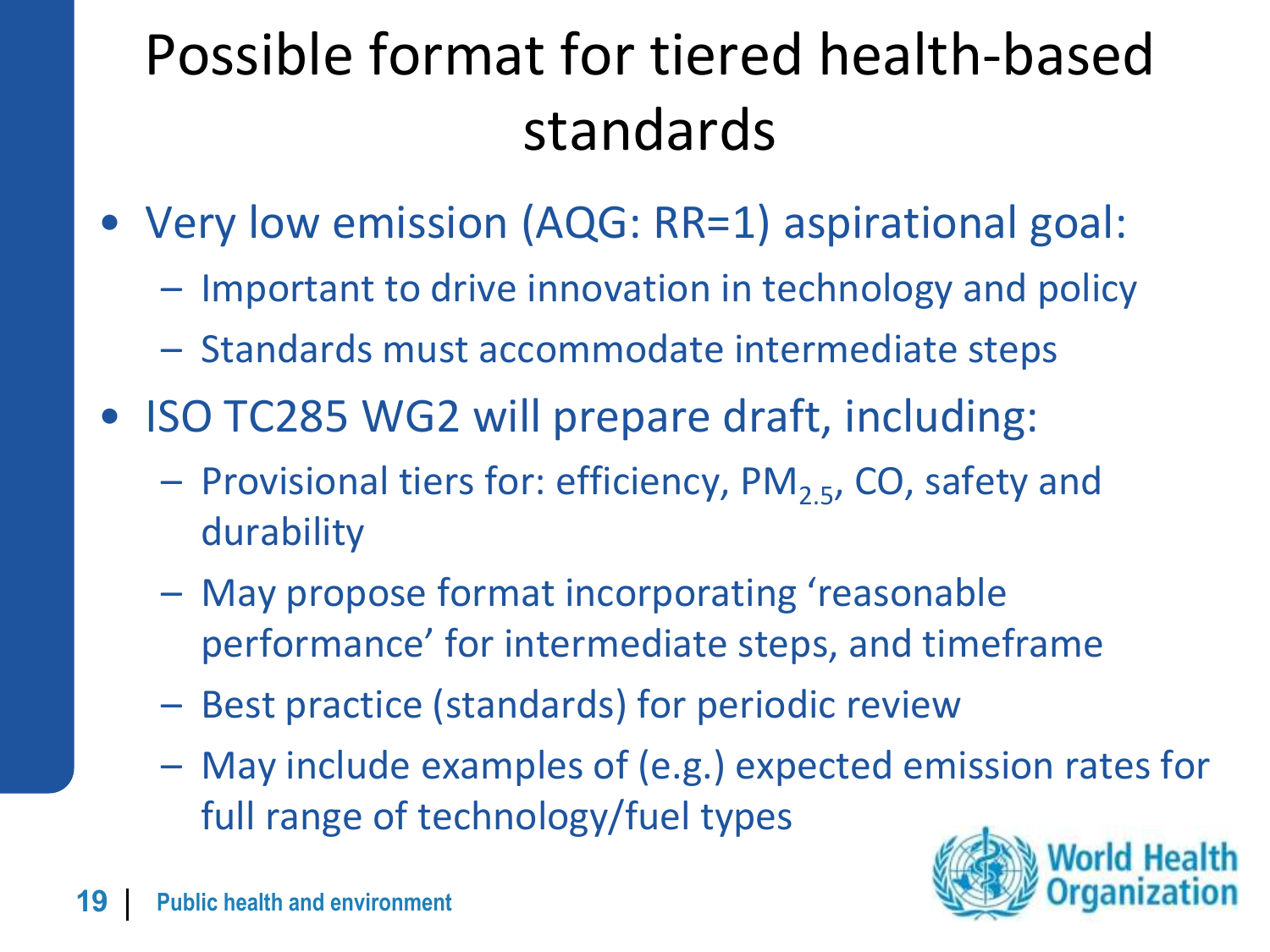# Possible format for tiered health-based standards

- Very low emission (AQG: RR=1) aspirational goal:
  - Important to drive innovation in technology and policy
  - Standards must accommodate intermediate steps
- ISO TC285 WG2 will prepare draft, including:
  - Provisional tiers for: efficiency, $PM_{2.5}$, CO, safety and durability
  - May propose format incorporating 'reasonable performance' for intermediate steps, and timeframe
  - Best practice (standards) for periodic review
  - May include examples of (e.g.) expected emission rates for full range of technology/fuel types